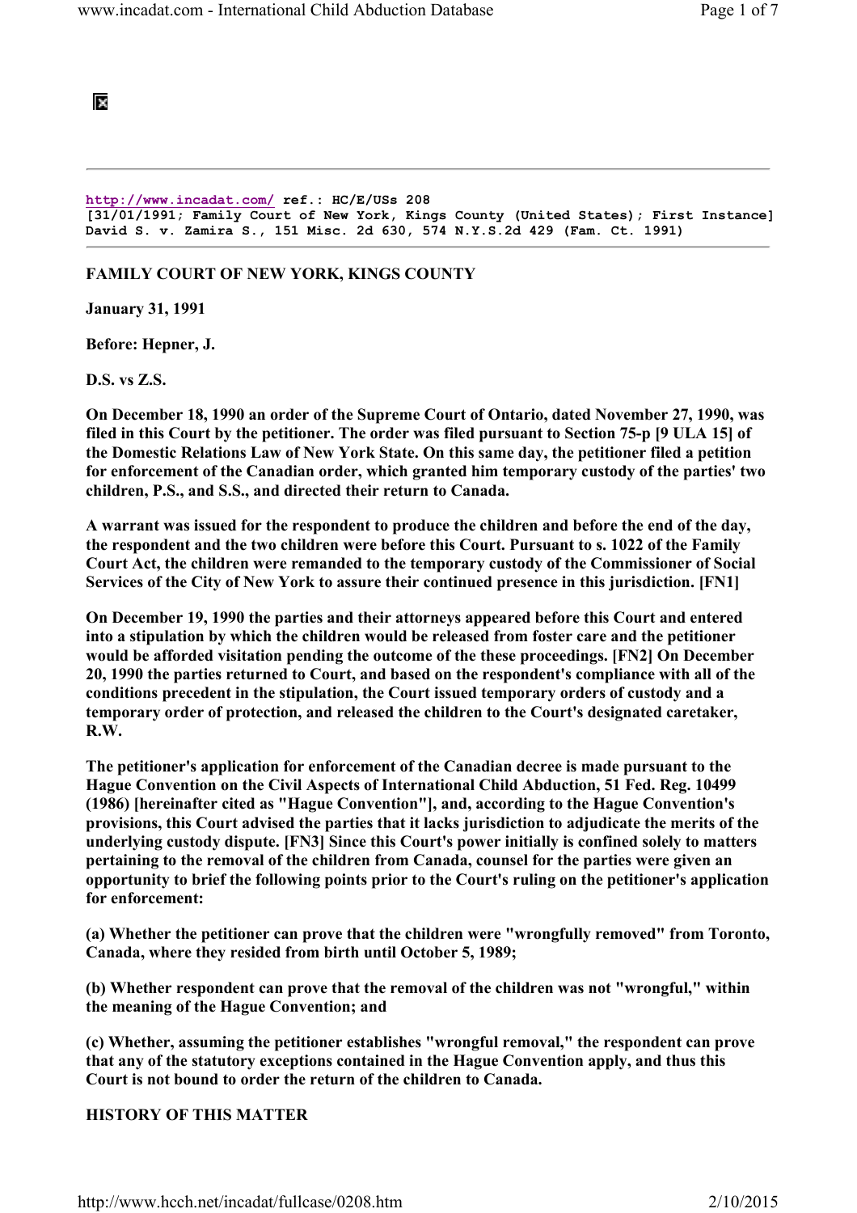http://www.incadat.com/ ref.: HC/E/USs 208
[31/01/1991; Family Court of New York, Kings County (United States); First Instance]
David S. v. Zamira S., 151 Misc. 2d 630, 574 N.Y.S.2d 429 (Fam. Ct. 1991)

---

**FAMILY COURT OF NEW YORK, KINGS COUNTY**

**January 31, 1991**

**Before: Hepner, J.**

**D.S. vs Z.S.**

**On December 18, 1990 an order of the Supreme Court of Ontario, dated November 27, 1990, was filed in this Court by the petitioner. The order was filed pursuant to Section 75-p [9 ULA 15] of the Domestic Relations Law of New York State. On this same day, the petitioner filed a petition for enforcement of the Canadian order, which granted him temporary custody of the parties' two children, P.S., and S.S., and directed their return to Canada.**

**A warrant was issued for the respondent to produce the children and before the end of the day, the respondent and the two children were before this Court. Pursuant to s. 1022 of the Family Court Act, the children were remanded to the temporary custody of the Commissioner of Social Services of the City of New York to assure their continued presence in this jurisdiction. [FN1]**

**On December 19, 1990 the parties and their attorneys appeared before this Court and entered into a stipulation by which the children would be released from foster care and the petitioner would be afforded visitation pending the outcome of the these proceedings. [FN2] On December 20, 1990 the parties returned to Court, and based on the respondent's compliance with all of the conditions precedent in the stipulation, the Court issued temporary orders of custody and a temporary order of protection, and released the children to the Court's designated caretaker, R.W.**

**The petitioner's application for enforcement of the Canadian decree is made pursuant to the Hague Convention on the Civil Aspects of International Child Abduction, 51 Fed. Reg. 10499 (1986) [hereinafter cited as "Hague Convention"], and, according to the Hague Convention's provisions, this Court advised the parties that it lacks jurisdiction to adjudicate the merits of the underlying custody dispute. [FN3] Since this Court's power initially is confined solely to matters pertaining to the removal of the children from Canada, counsel for the parties were given an opportunity to brief the following points prior to the Court's ruling on the petitioner's application for enforcement:**

**(a) Whether the petitioner can prove that the children were "wrongfully removed" from Toronto, Canada, where they resided from birth until October 5, 1989;**

**(b) Whether respondent can prove that the removal of the children was not "wrongful," within the meaning of the Hague Convention; and**

**(c) Whether, assuming the petitioner establishes "wrongful removal," the respondent can prove that any of the statutory exceptions contained in the Hague Convention apply, and thus this Court is not bound to order the return of the children to Canada.**

**HISTORY OF THIS MATTER**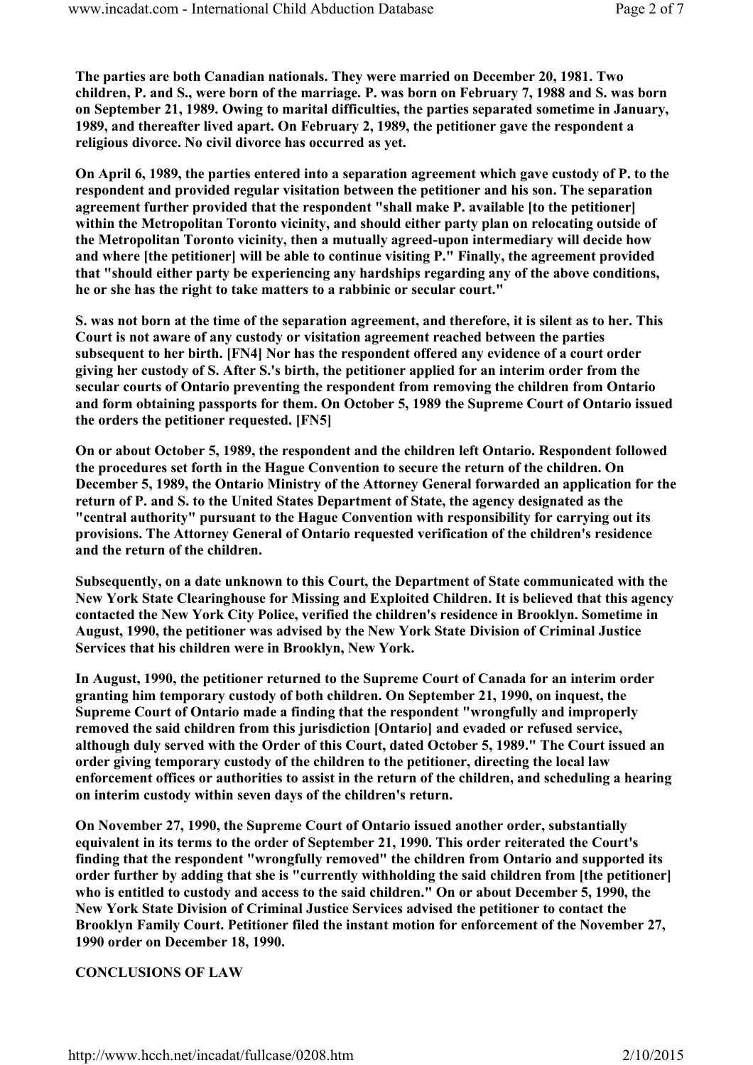**The parties are both Canadian nationals. They were married on December 20, 1981. Two children, P. and S., were born of the marriage. P. was born on February 7, 1988 and S. was born on September 21, 1989. Owing to marital difficulties, the parties separated sometime in January, 1989, and thereafter lived apart. On February 2, 1989, the petitioner gave the respondent a religious divorce. No civil divorce has occurred as yet.**

**On April 6, 1989, the parties entered into a separation agreement which gave custody of P. to the respondent and provided regular visitation between the petitioner and his son. The separation agreement further provided that the respondent "shall make P. available [to the petitioner] within the Metropolitan Toronto vicinity, and should either party plan on relocating outside of the Metropolitan Toronto vicinity, then a mutually agreed-upon intermediary will decide how and where [the petitioner] will be able to continue visiting P." Finally, the agreement provided that "should either party be experiencing any hardships regarding any of the above conditions, he or she has the right to take matters to a rabbinic or secular court."**

**S. was not born at the time of the separation agreement, and therefore, it is silent as to her. This Court is not aware of any custody or visitation agreement reached between the parties subsequent to her birth. [FN4] Nor has the respondent offered any evidence of a court order giving her custody of S. After S.'s birth, the petitioner applied for an interim order from the secular courts of Ontario preventing the respondent from removing the children from Ontario and form obtaining passports for them. On October 5, 1989 the Supreme Court of Ontario issued the orders the petitioner requested. [FN5]**

**On or about October 5, 1989, the respondent and the children left Ontario. Respondent followed the procedures set forth in the Hague Convention to secure the return of the children. On December 5, 1989, the Ontario Ministry of the Attorney General forwarded an application for the return of P. and S. to the United States Department of State, the agency designated as the "central authority" pursuant to the Hague Convention with responsibility for carrying out its provisions. The Attorney General of Ontario requested verification of the children's residence and the return of the children.**

**Subsequently, on a date unknown to this Court, the Department of State communicated with the New York State Clearinghouse for Missing and Exploited Children. It is believed that this agency contacted the New York City Police, verified the children's residence in Brooklyn. Sometime in August, 1990, the petitioner was advised by the New York State Division of Criminal Justice Services that his children were in Brooklyn, New York.**

**In August, 1990, the petitioner returned to the Supreme Court of Canada for an interim order granting him temporary custody of both children. On September 21, 1990, on inquest, the Supreme Court of Ontario made a finding that the respondent "wrongfully and improperly removed the said children from this jurisdiction [Ontario] and evaded or refused service, although duly served with the Order of this Court, dated October 5, 1989." The Court issued an order giving temporary custody of the children to the petitioner, directing the local law enforcement offices or authorities to assist in the return of the children, and scheduling a hearing on interim custody within seven days of the children's return.**

**On November 27, 1990, the Supreme Court of Ontario issued another order, substantially equivalent in its terms to the order of September 21, 1990. This order reiterated the Court's finding that the respondent "wrongfully removed" the children from Ontario and supported its order further by adding that she is "currently withholding the said children from [the petitioner] who is entitled to custody and access to the said children." On or about December 5, 1990, the New York State Division of Criminal Justice Services advised the petitioner to contact the Brooklyn Family Court. Petitioner filed the instant motion for enforcement of the November 27, 1990 order on December 18, 1990.**

**CONCLUSIONS OF LAW**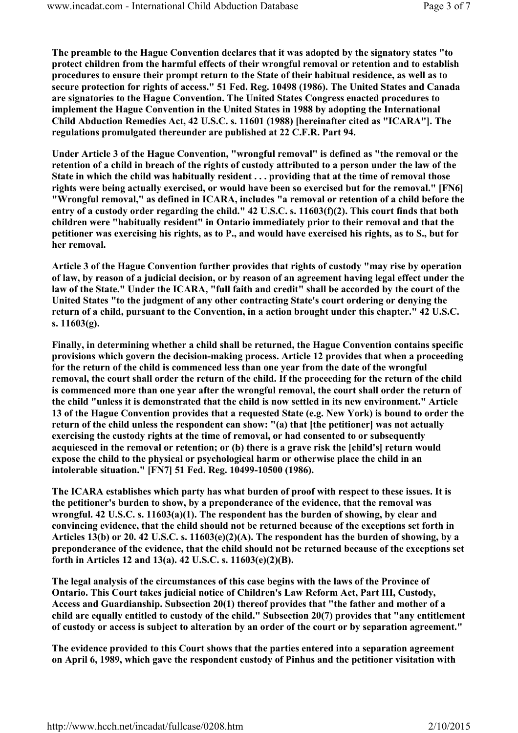The preamble to the Hague Convention declares that it was adopted by the signatory states "to protect children from the harmful effects of their wrongful removal or retention and to establish procedures to ensure their prompt return to the State of their habitual residence, as well as to secure protection for rights of access." 51 Fed. Reg. 10498 (1986). The United States and Canada are signatories to the Hague Convention. The United States Congress enacted procedures to implement the Hague Convention in the United States in 1988 by adopting the International Child Abduction Remedies Act, 42 U.S.C. s. 11601 (1988) [hereinafter cited as "ICARA"]. The regulations promulgated thereunder are published at 22 C.F.R. Part 94.

Under Article 3 of the Hague Convention, "wrongful removal" is defined as "the removal or the retention of a child in breach of the rights of custody attributed to a person under the law of the State in which the child was habitually resident . . . providing that at the time of removal those rights were being actually exercised, or would have been so exercised but for the removal." [FN6] "Wrongful removal," as defined in ICARA, includes "a removal or retention of a child before the entry of a custody order regarding the child." 42 U.S.C. s. 11603(f)(2). This court finds that both children were "habitually resident" in Ontario immediately prior to their removal and that the petitioner was exercising his rights, as to P., and would have exercised his rights, as to S., but for her removal.

Article 3 of the Hague Convention further provides that rights of custody "may rise by operation of law, by reason of a judicial decision, or by reason of an agreement having legal effect under the law of the State." Under the ICARA, "full faith and credit" shall be accorded by the court of the United States "to the judgment of any other contracting State's court ordering or denying the return of a child, pursuant to the Convention, in a action brought under this chapter." 42 U.S.C. s. 11603(g).

Finally, in determining whether a child shall be returned, the Hague Convention contains specific provisions which govern the decision-making process. Article 12 provides that when a proceeding for the return of the child is commenced less than one year from the date of the wrongful removal, the court shall order the return of the child. If the proceeding for the return of the child is commenced more than one year after the wrongful removal, the court shall order the return of the child "unless it is demonstrated that the child is now settled in its new environment." Article 13 of the Hague Convention provides that a requested State (e.g. New York) is bound to order the return of the child unless the respondent can show: "(a) that [the petitioner] was not actually exercising the custody rights at the time of removal, or had consented to or subsequently acquiesced in the removal or retention; or (b) there is a grave risk the [child's] return would expose the child to the physical or psychological harm or otherwise place the child in an intolerable situation." [FN7] 51 Fed. Reg. 10499-10500 (1986).

The ICARA establishes which party has what burden of proof with respect to these issues. It is the petitioner's burden to show, by a preponderance of the evidence, that the removal was wrongful. 42 U.S.C. s. 11603(a)(1). The respondent has the burden of showing, by clear and convincing evidence, that the child should not be returned because of the exceptions set forth in Articles 13(b) or 20. 42 U.S.C. s. 11603(e)(2)(A). The respondent has the burden of showing, by a preponderance of the evidence, that the child should not be returned because of the exceptions set forth in Articles 12 and 13(a). 42 U.S.C. s. 11603(e)(2)(B).

The legal analysis of the circumstances of this case begins with the laws of the Province of Ontario. This Court takes judicial notice of Children's Law Reform Act, Part III, Custody, Access and Guardianship. Subsection 20(1) thereof provides that "the father and mother of a child are equally entitled to custody of the child." Subsection 20(7) provides that "any entitlement of custody or access is subject to alteration by an order of the court or by separation agreement."

The evidence provided to this Court shows that the parties entered into a separation agreement on April 6, 1989, which gave the respondent custody of Pinhus and the petitioner visitation with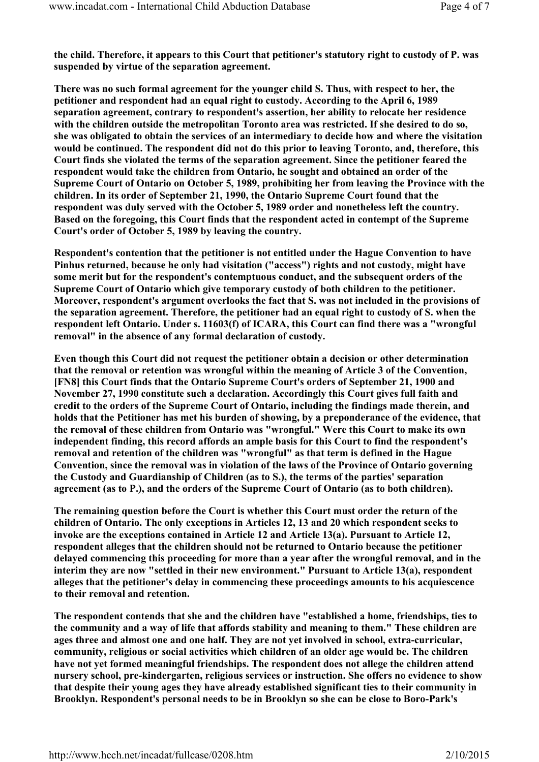**the child. Therefore, it appears to this Court that petitioner's statutory right to custody of P. was suspended by virtue of the separation agreement.**

**There was no such formal agreement for the younger child S. Thus, with respect to her, the petitioner and respondent had an equal right to custody. According to the April 6, 1989 separation agreement, contrary to respondent's assertion, her ability to relocate her residence with the children outside the metropolitan Toronto area was restricted. If she desired to do so, she was obligated to obtain the services of an intermediary to decide how and where the visitation would be continued. The respondent did not do this prior to leaving Toronto, and, therefore, this Court finds she violated the terms of the separation agreement. Since the petitioner feared the respondent would take the children from Ontario, he sought and obtained an order of the Supreme Court of Ontario on October 5, 1989, prohibiting her from leaving the Province with the children. In its order of September 21, 1990, the Ontario Supreme Court found that the respondent was duly served with the October 5, 1989 order and nonetheless left the country. Based on the foregoing, this Court finds that the respondent acted in contempt of the Supreme Court's order of October 5, 1989 by leaving the country.**

**Respondent's contention that the petitioner is not entitled under the Hague Convention to have Pinhus returned, because he only had visitation ("access") rights and not custody, might have some merit but for the respondent's contemptuous conduct, and the subsequent orders of the Supreme Court of Ontario which give temporary custody of both children to the petitioner. Moreover, respondent's argument overlooks the fact that S. was not included in the provisions of the separation agreement. Therefore, the petitioner had an equal right to custody of S. when the respondent left Ontario. Under s. 11603(f) of ICARA, this Court can find there was a "wrongful removal" in the absence of any formal declaration of custody.**

**Even though this Court did not request the petitioner obtain a decision or other determination that the removal or retention was wrongful within the meaning of Article 3 of the Convention, [FN8] this Court finds that the Ontario Supreme Court's orders of September 21, 1900 and November 27, 1990 constitute such a declaration. Accordingly this Court gives full faith and credit to the orders of the Supreme Court of Ontario, including the findings made therein, and holds that the Petitioner has met his burden of showing, by a preponderance of the evidence, that the removal of these children from Ontario was "wrongful." Were this Court to make its own independent finding, this record affords an ample basis for this Court to find the respondent's removal and retention of the children was "wrongful" as that term is defined in the Hague Convention, since the removal was in violation of the laws of the Province of Ontario governing the Custody and Guardianship of Children (as to S.), the terms of the parties' separation agreement (as to P.), and the orders of the Supreme Court of Ontario (as to both children).**

**The remaining question before the Court is whether this Court must order the return of the children of Ontario. The only exceptions in Articles 12, 13 and 20 which respondent seeks to invoke are the exceptions contained in Article 12 and Article 13(a). Pursuant to Article 12, respondent alleges that the children should not be returned to Ontario because the petitioner delayed commencing this proceeding for more than a year after the wrongful removal, and in the interim they are now "settled in their new environment." Pursuant to Article 13(a), respondent alleges that the petitioner's delay in commencing these proceedings amounts to his acquiescence to their removal and retention.**

**The respondent contends that she and the children have "established a home, friendships, ties to the community and a way of life that affords stability and meaning to them." These children are ages three and almost one and one half. They are not yet involved in school, extra-curricular, community, religious or social activities which children of an older age would be. The children have not yet formed meaningful friendships. The respondent does not allege the children attend nursery school, pre-kindergarten, religious services or instruction. She offers no evidence to show that despite their young ages they have already established significant ties to their community in Brooklyn. Respondent's personal needs to be in Brooklyn so she can be close to Boro-Park's**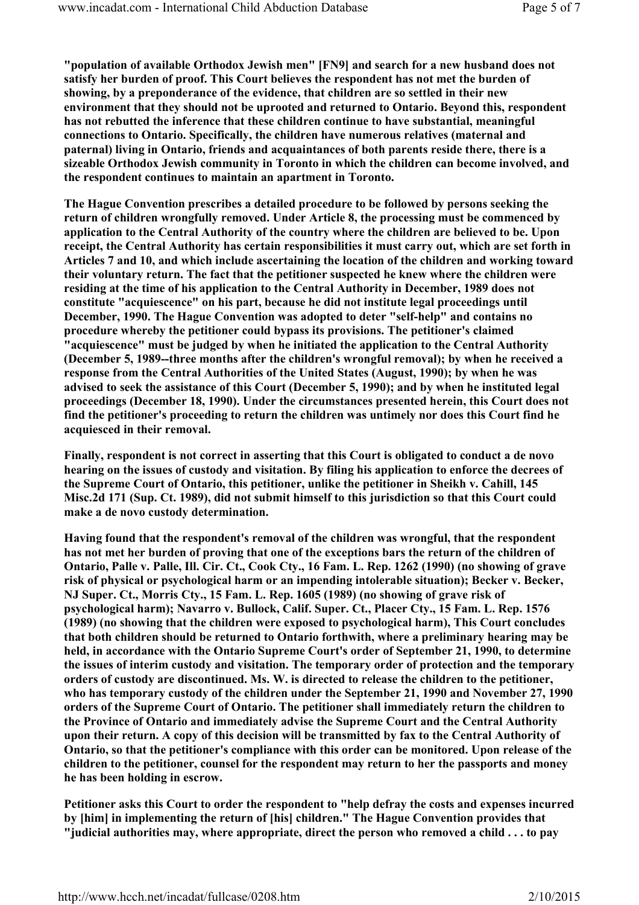**"population of available Orthodox Jewish men" [FN9] and search for a new husband does not satisfy her burden of proof. This Court believes the respondent has not met the burden of showing, by a preponderance of the evidence, that children are so settled in their new environment that they should not be uprooted and returned to Ontario. Beyond this, respondent has not rebutted the inference that these children continue to have substantial, meaningful connections to Ontario. Specifically, the children have numerous relatives (maternal and paternal) living in Ontario, friends and acquaintances of both parents reside there, there is a sizeable Orthodox Jewish community in Toronto in which the children can become involved, and the respondent continues to maintain an apartment in Toronto.**

**The Hague Convention prescribes a detailed procedure to be followed by persons seeking the return of children wrongfully removed. Under Article 8, the processing must be commenced by application to the Central Authority of the country where the children are believed to be. Upon receipt, the Central Authority has certain responsibilities it must carry out, which are set forth in Articles 7 and 10, and which include ascertaining the location of the children and working toward their voluntary return. The fact that the petitioner suspected he knew where the children were residing at the time of his application to the Central Authority in December, 1989 does not constitute "acquiescence" on his part, because he did not institute legal proceedings until December, 1990. The Hague Convention was adopted to deter "self-help" and contains no procedure whereby the petitioner could bypass its provisions. The petitioner's claimed "acquiescence" must be judged by when he initiated the application to the Central Authority (December 5, 1989--three months after the children's wrongful removal); by when he received a response from the Central Authorities of the United States (August, 1990); by when he was advised to seek the assistance of this Court (December 5, 1990); and by when he instituted legal proceedings (December 18, 1990). Under the circumstances presented herein, this Court does not find the petitioner's proceeding to return the children was untimely nor does this Court find he acquiesced in their removal.**

**Finally, respondent is not correct in asserting that this Court is obligated to conduct a de novo hearing on the issues of custody and visitation. By filing his application to enforce the decrees of the Supreme Court of Ontario, this petitioner, unlike the petitioner in Sheikh v. Cahill, 145 Misc.2d 171 (Sup. Ct. 1989), did not submit himself to this jurisdiction so that this Court could make a de novo custody determination.**

**Having found that the respondent's removal of the children was wrongful, that the respondent has not met her burden of proving that one of the exceptions bars the return of the children of Ontario, Palle v. Palle, Ill. Cir. Ct., Cook Cty., 16 Fam. L. Rep. 1262 (1990) (no showing of grave risk of physical or psychological harm or an impending intolerable situation); Becker v. Becker, NJ Super. Ct., Morris Cty., 15 Fam. L. Rep. 1605 (1989) (no showing of grave risk of psychological harm); Navarro v. Bullock, Calif. Super. Ct., Placer Cty., 15 Fam. L. Rep. 1576 (1989) (no showing that the children were exposed to psychological harm), This Court concludes that both children should be returned to Ontario forthwith, where a preliminary hearing may be held, in accordance with the Ontario Supreme Court's order of September 21, 1990, to determine the issues of interim custody and visitation. The temporary order of protection and the temporary orders of custody are discontinued. Ms. W. is directed to release the children to the petitioner, who has temporary custody of the children under the September 21, 1990 and November 27, 1990 orders of the Supreme Court of Ontario. The petitioner shall immediately return the children to the Province of Ontario and immediately advise the Supreme Court and the Central Authority upon their return. A copy of this decision will be transmitted by fax to the Central Authority of Ontario, so that the petitioner's compliance with this order can be monitored. Upon release of the children to the petitioner, counsel for the respondent may return to her the passports and money he has been holding in escrow.**

**Petitioner asks this Court to order the respondent to "help defray the costs and expenses incurred by [him] in implementing the return of [his] children." The Hague Convention provides that "judicial authorities may, where appropriate, direct the person who removed a child . . . to pay**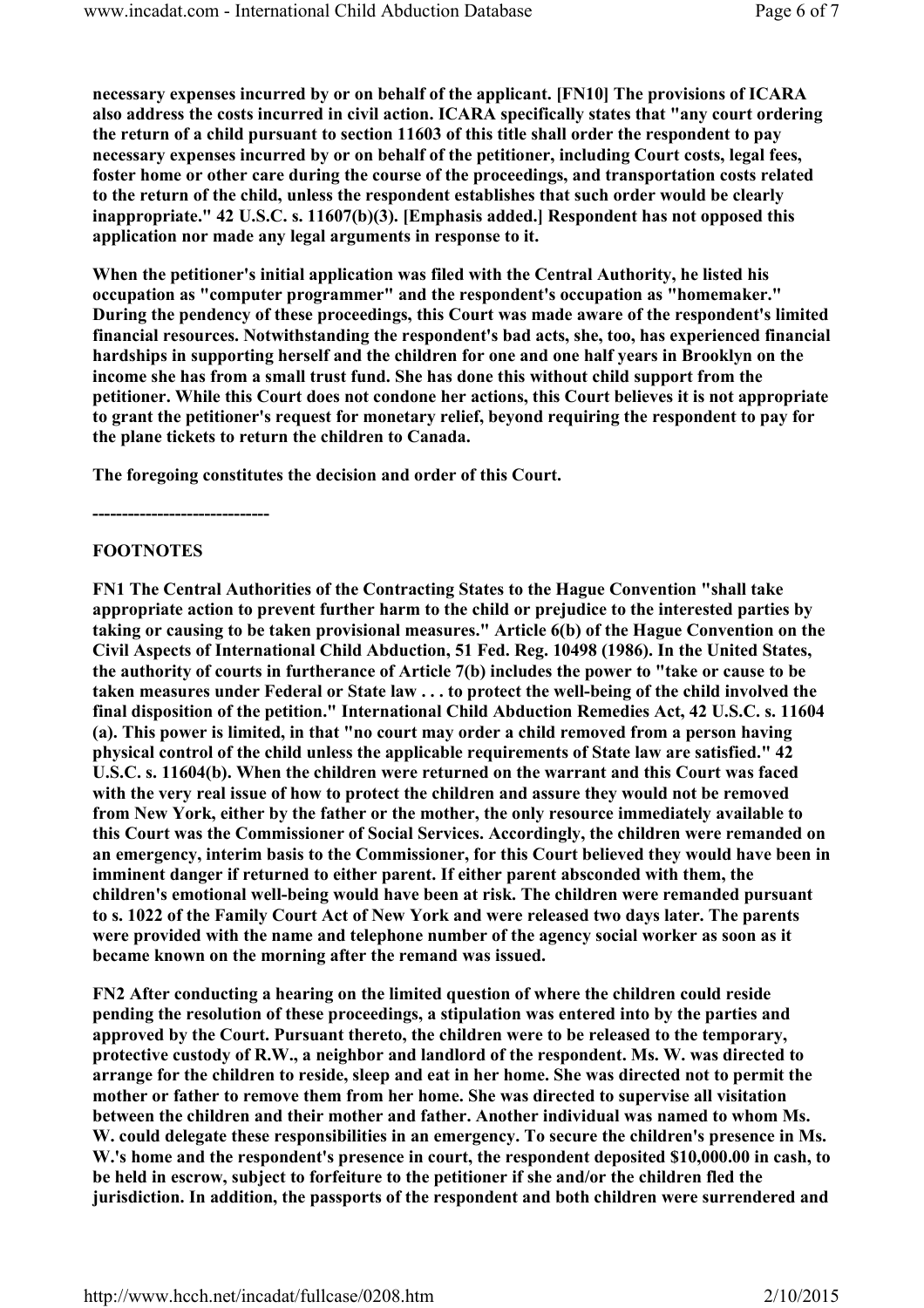necessary expenses incurred by or on behalf of the applicant. [FN10] The provisions of ICARA also address the costs incurred in civil action. ICARA specifically states that "any court ordering the return of a child pursuant to section 11603 of this title shall order the respondent to pay necessary expenses incurred by or on behalf of the petitioner, including Court costs, legal fees, foster home or other care during the course of the proceedings, and transportation costs related to the return of the child, unless the respondent establishes that such order would be clearly inappropriate." 42 U.S.C. s. 11607(b)(3). [Emphasis added.] Respondent has not opposed this application nor made any legal arguments in response to it.

When the petitioner's initial application was filed with the Central Authority, he listed his occupation as "computer programmer" and the respondent's occupation as "homemaker." During the pendency of these proceedings, this Court was made aware of the respondent's limited financial resources. Notwithstanding the respondent's bad acts, she, too, has experienced financial hardships in supporting herself and the children for one and one half years in Brooklyn on the income she has from a small trust fund. She has done this without child support from the petitioner. While this Court does not condone her actions, this Court believes it is not appropriate to grant the petitioner's request for monetary relief, beyond requiring the respondent to pay for the plane tickets to return the children to Canada.

The foregoing constitutes the decision and order of this Court.

------------------------------

## FOOTNOTES

FN1 The Central Authorities of the Contracting States to the Hague Convention "shall take appropriate action to prevent further harm to the child or prejudice to the interested parties by taking or causing to be taken provisional measures." Article 6(b) of the Hague Convention on the Civil Aspects of International Child Abduction, 51 Fed. Reg. 10498 (1986). In the United States, the authority of courts in furtherance of Article 7(b) includes the power to "take or cause to be taken measures under Federal or State law . . . to protect the well-being of the child involved the final disposition of the petition." International Child Abduction Remedies Act, 42 U.S.C. s. 11604 (a). This power is limited, in that "no court may order a child removed from a person having physical control of the child unless the applicable requirements of State law are satisfied." 42 U.S.C. s. 11604(b). When the children were returned on the warrant and this Court was faced with the very real issue of how to protect the children and assure they would not be removed from New York, either by the father or the mother, the only resource immediately available to this Court was the Commissioner of Social Services. Accordingly, the children were remanded on an emergency, interim basis to the Commissioner, for this Court believed they would have been in imminent danger if returned to either parent. If either parent absconded with them, the children's emotional well-being would have been at risk. The children were remanded pursuant to s. 1022 of the Family Court Act of New York and were released two days later. The parents were provided with the name and telephone number of the agency social worker as soon as it became known on the morning after the remand was issued.

FN2 After conducting a hearing on the limited question of where the children could reside pending the resolution of these proceedings, a stipulation was entered into by the parties and approved by the Court. Pursuant thereto, the children were to be released to the temporary, protective custody of R.W., a neighbor and landlord of the respondent. Ms. W. was directed to arrange for the children to reside, sleep and eat in her home. She was directed not to permit the mother or father to remove them from her home. She was directed to supervise all visitation between the children and their mother and father. Another individual was named to whom Ms. W. could delegate these responsibilities in an emergency. To secure the children's presence in Ms. W.'s home and the respondent's presence in court, the respondent deposited $10,000.00 in cash, to be held in escrow, subject to forfeiture to the petitioner if she and/or the children fled the jurisdiction. In addition, the passports of the respondent and both children were surrendered and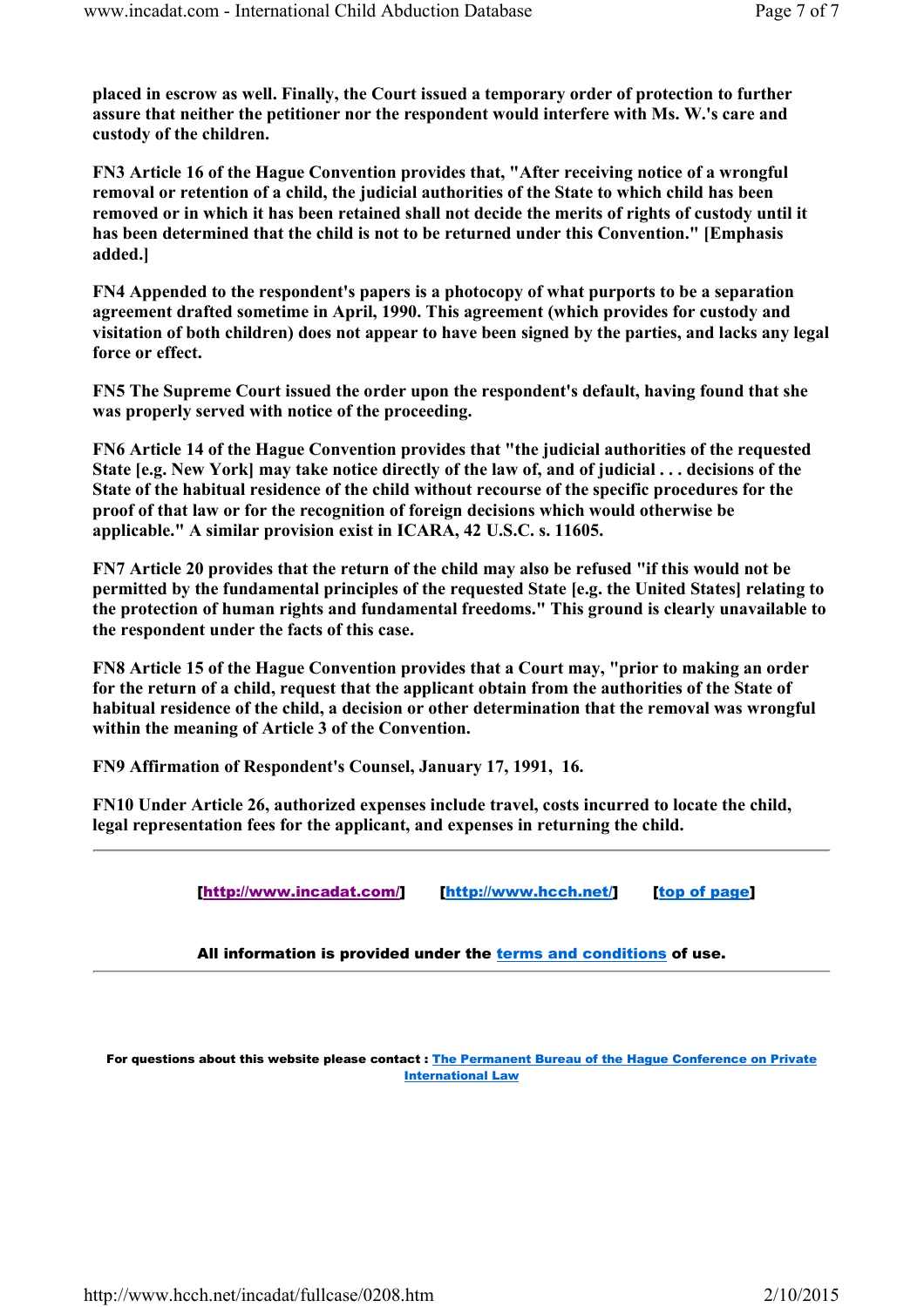**placed in escrow as well. Finally, the Court issued a temporary order of protection to further assure that neither the petitioner nor the respondent would interfere with Ms. W.'s care and custody of the children.**

**FN3 Article 16 of the Hague Convention provides that, "After receiving notice of a wrongful removal or retention of a child, the judicial authorities of the State to which child has been removed or in which it has been retained shall not decide the merits of rights of custody until it has been determined that the child is not to be returned under this Convention." [Emphasis added.]**

**FN4 Appended to the respondent's papers is a photocopy of what purports to be a separation agreement drafted sometime in April, 1990. This agreement (which provides for custody and visitation of both children) does not appear to have been signed by the parties, and lacks any legal force or effect.**

**FN5 The Supreme Court issued the order upon the respondent's default, having found that she was properly served with notice of the proceeding.**

**FN6 Article 14 of the Hague Convention provides that "the judicial authorities of the requested State [e.g. New York] may take notice directly of the law of, and of judicial . . . decisions of the State of the habitual residence of the child without recourse of the specific procedures for the proof of that law or for the recognition of foreign decisions which would otherwise be applicable." A similar provision exist in ICARA, 42 U.S.C. s. 11605.**

**FN7 Article 20 provides that the return of the child may also be refused "if this would not be permitted by the fundamental principles of the requested State [e.g. the United States] relating to the protection of human rights and fundamental freedoms." This ground is clearly unavailable to the respondent under the facts of this case.**

**FN8 Article 15 of the Hague Convention provides that a Court may, "prior to making an order for the return of a child, request that the applicant obtain from the authorities of the State of habitual residence of the child, a decision or other determination that the removal was wrongful within the meaning of Article 3 of the Convention.**

**FN9 Affirmation of Respondent's Counsel, January 17, 1991, 16.**

**FN10 Under Article 26, authorized expenses include travel, costs incurred to locate the child, legal representation fees for the applicant, and expenses in returning the child.**

---

[http://www.incadat.com/] [http://www.hcch.net/] [top of page]

**All information is provided under the terms and conditions of use.**

---

**For questions about this website please contact : The Permanent Bureau of the Hague Conference on Private International Law**